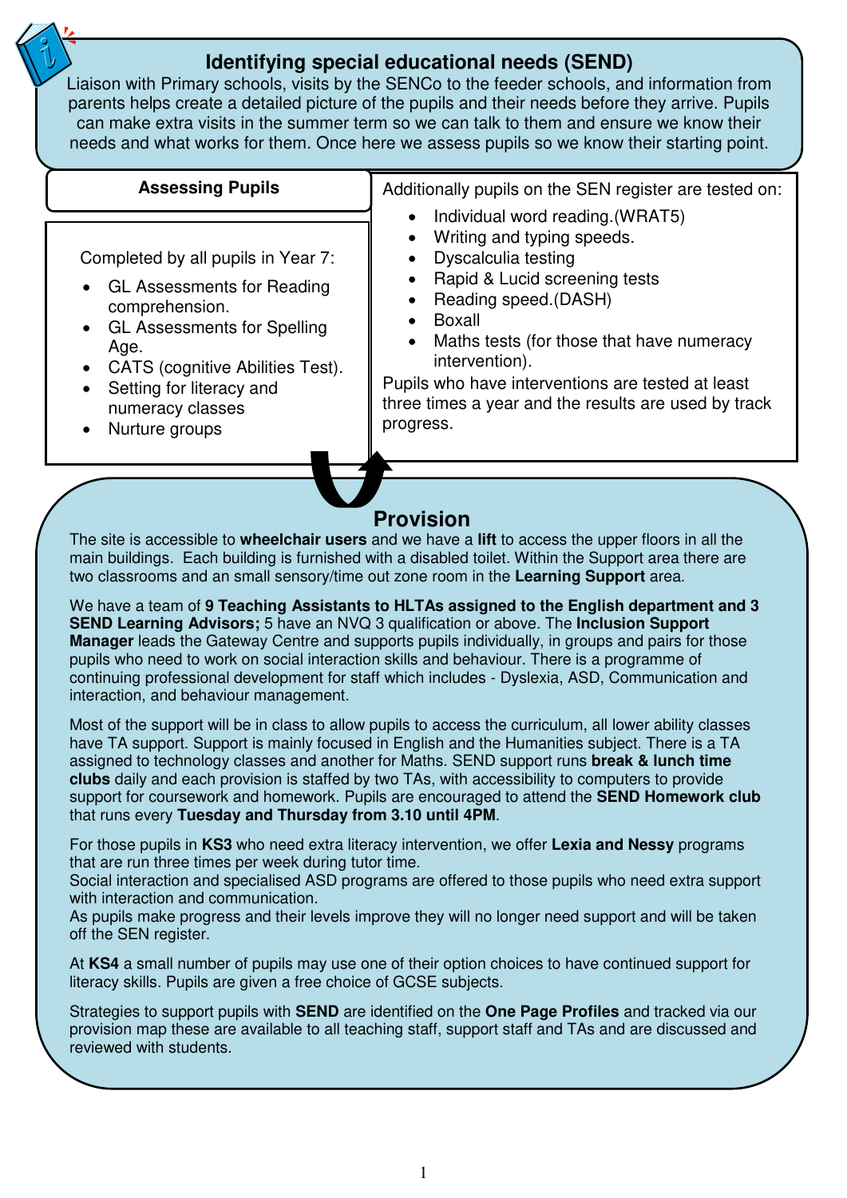## Identifying special educational needs (SEND)

Liaison with Primary schools, visits by the SENCo to the feeder schools, and information from parents helps create a detailed picture of the pupils and their needs before they arrive. Pupils can make extra visits in the summer term so we can talk to them and ensure we know their needs and what works for them. Once here we assess pupils so we know their starting point.

### Assessing Pupils

Completed by all pupils in Year 7:

- GL Assessments for Reading comprehension.
- GL Assessments for Spelling Age.
- CATS (cognitive Abilities Test).
- Setting for literacy and numeracy classes
- Nurture groups

Additionally pupils on the SEN register are tested on:

- Individual word reading.(WRAT5)
- Writing and typing speeds.
- Dyscalculia testing
- Rapid & Lucid screening tests
- Reading speed.(DASH)
- Boxall
- Maths tests (for those that have numeracy intervention).

Pupils who have interventions are tested at least three times a year and the results are used by track progress.

## Provision

The site is accessible to **wheelchair users** and we have a **lift** to access the upper floors in all the main buildings. Each building is furnished with a disabled toilet. Within the Support area there are two classrooms and an small sensory/time out zone room in the **Learning Support** area.

We have a team of **9 Teaching Assistants to HLTAs assigned to the English department and 3 SEND Learning Advisors;** 5 have an NVQ 3 qualification or above. The **Inclusion Support Manager** leads the Gateway Centre and supports pupils individually, in groups and pairs for those pupils who need to work on social interaction skills and behaviour. There is a programme of continuing professional development for staff which includes - Dyslexia, ASD, Communication and interaction, and behaviour management.

Most of the support will be in class to allow pupils to access the curriculum, all lower ability classes have TA support. Support is mainly focused in English and the Humanities subject. There is a TA assigned to technology classes and another for Maths. SEND support runs **break & lunch time clubs** daily and each provision is staffed by two TAs, with accessibility to computers to provide support for coursework and homework. Pupils are encouraged to attend the **SEND Homework club** that runs every **Tuesday and Thursday from 3.10 until 4PM**.

For those pupils in **KS3** who need extra literacy intervention, we offer **Lexia and Nessy** programs that are run three times per week during tutor time.
Social interaction and specialised ASD programs are offered to those pupils who need extra support with interaction and communication.
As pupils make progress and their levels improve they will no longer need support and will be taken off the SEN register.

At **KS4** a small number of pupils may use one of their option choices to have continued support for literacy skills. Pupils are given a free choice of GCSE subjects.

Strategies to support pupils with **SEND** are identified on the **One Page Profiles** and tracked via our provision map these are available to all teaching staff, support staff and TAs and are discussed and reviewed with students.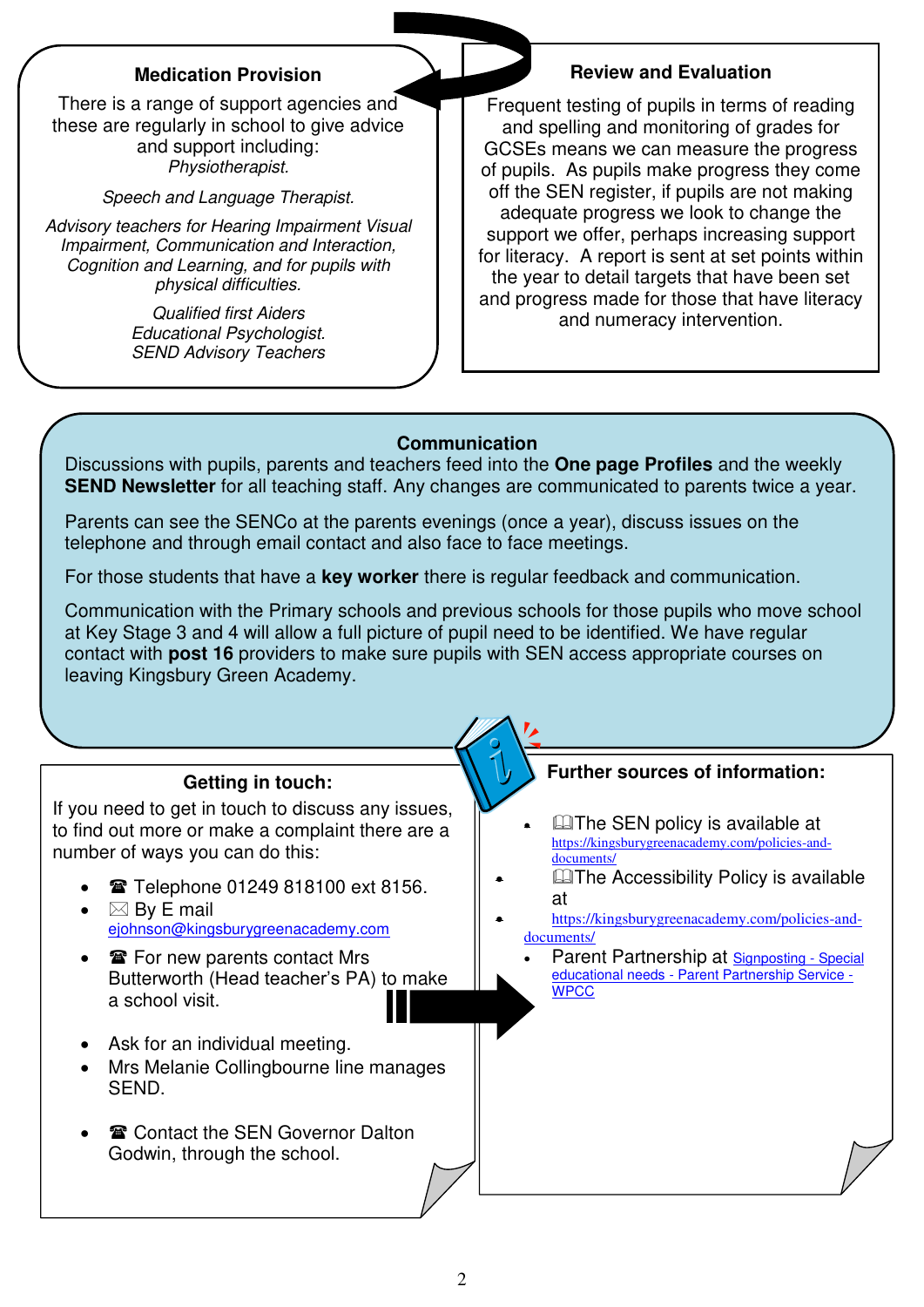## Medication Provision

There is a range of support agencies and these are regularly in school to give advice and support including:

*Physiotherapist.*

*Speech and Language Therapist.*

*Advisory teachers for Hearing Impairment Visual Impairment, Communication and Interaction, Cognition and Learning, and for pupils with physical difficulties.*

*Qualified first Aiders*
*Educational Psychologist.*
*SEND Advisory Teachers*

## Review and Evaluation

Frequent testing of pupils in terms of reading and spelling and monitoring of grades for GCSEs means we can measure the progress of pupils. As pupils make progress they come off the SEN register, if pupils are not making adequate progress we look to change the support we offer, perhaps increasing support for literacy. A report is sent at set points within the year to detail targets that have been set and progress made for those that have literacy and numeracy intervention.

## Communication

Discussions with pupils, parents and teachers feed into the **One page Profiles** and the weekly **SEND Newsletter** for all teaching staff. Any changes are communicated to parents twice a year.

Parents can see the SENCo at the parents evenings (once a year), discuss issues on the telephone and through email contact and also face to face meetings.

For those students that have a **key worker** there is regular feedback and communication.

Communication with the Primary schools and previous schools for those pupils who move school at Key Stage 3 and 4 will allow a full picture of pupil need to be identified. We have regular contact with **post 16** providers to make sure pupils with SEN access appropriate courses on leaving Kingsbury Green Academy.

## Getting in touch:

If you need to get in touch to discuss any issues, to find out more or make a complaint there are a number of ways you can do this:

- ☎ Telephone 01249 818100 ext 8156.
- ✉ By E mail ejohnson@kingsburygreenacademy.com
- ☎ For new parents contact Mrs Butterworth (Head teacher's PA) to make a school visit.
- Ask for an individual meeting.
- Mrs Melanie Collingbourne line manages SEND.
- ☎ Contact the SEN Governor Dalton Godwin, through the school.

## Further sources of information:

- 🕮The SEN policy is available at https://kingsburygreenacademy.com/policies-and-documents/
- 🕮The Accessibility Policy is available at
- https://kingsburygreenacademy.com/policies-and-documents/
- Parent Partnership at Signposting - Special educational needs - Parent Partnership Service - WPCC